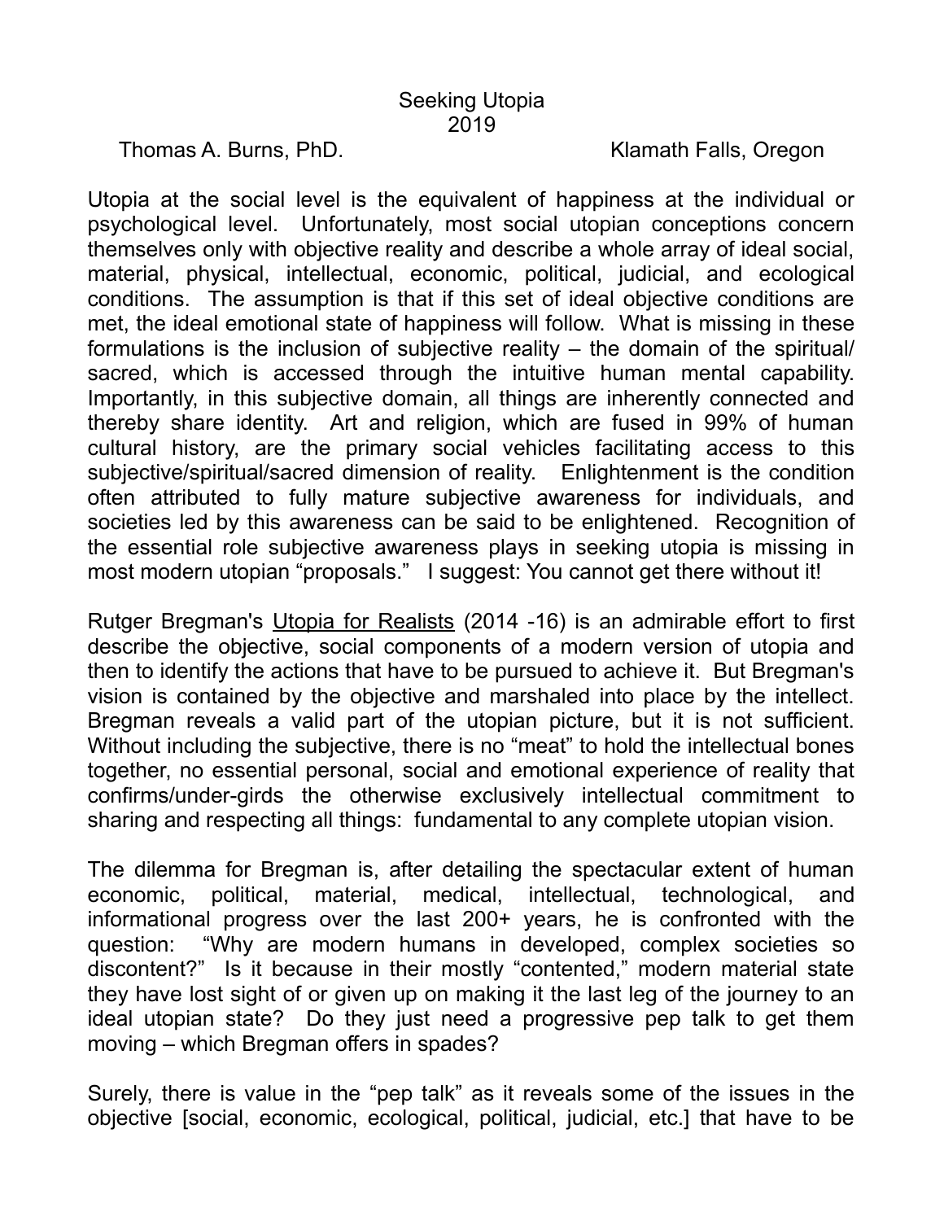# Seeking Utopia
## 2019

Thomas A. Burns, PhD. Klamath Falls, Oregon

Utopia at the social level is the equivalent of happiness at the individual or psychological level. Unfortunately, most social utopian conceptions concern themselves only with objective reality and describe a whole array of ideal social, material, physical, intellectual, economic, political, judicial, and ecological conditions. The assumption is that if this set of ideal objective conditions are met, the ideal emotional state of happiness will follow. What is missing in these formulations is the inclusion of subjective reality – the domain of the spiritual/sacred, which is accessed through the intuitive human mental capability. Importantly, in this subjective domain, all things are inherently connected and thereby share identity. Art and religion, which are fused in 99% of human cultural history, are the primary social vehicles facilitating access to this subjective/spiritual/sacred dimension of reality. Enlightenment is the condition often attributed to fully mature subjective awareness for individuals, and societies led by this awareness can be said to be enlightened. Recognition of the essential role subjective awareness plays in seeking utopia is missing in most modern utopian "proposals." I suggest: You cannot get there without it!

Rutger Bregman's Utopia for Realists (2014 -16) is an admirable effort to first describe the objective, social components of a modern version of utopia and then to identify the actions that have to be pursued to achieve it. But Bregman's vision is contained by the objective and marshaled into place by the intellect. Bregman reveals a valid part of the utopian picture, but it is not sufficient. Without including the subjective, there is no "meat" to hold the intellectual bones together, no essential personal, social and emotional experience of reality that confirms/under-girds the otherwise exclusively intellectual commitment to sharing and respecting all things: fundamental to any complete utopian vision.

The dilemma for Bregman is, after detailing the spectacular extent of human economic, political, material, medical, intellectual, technological, and informational progress over the last 200+ years, he is confronted with the question: "Why are modern humans in developed, complex societies so discontent?" Is it because in their mostly "contented," modern material state they have lost sight of or given up on making it the last leg of the journey to an ideal utopian state? Do they just need a progressive pep talk to get them moving – which Bregman offers in spades?

Surely, there is value in the "pep talk" as it reveals some of the issues in the objective [social, economic, ecological, political, judicial, etc.] that have to be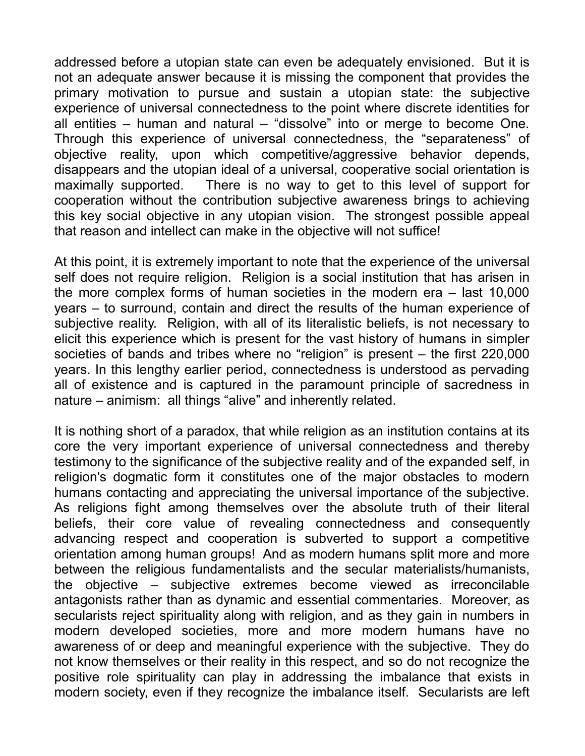addressed before a utopian state can even be adequately envisioned. But it is not an adequate answer because it is missing the component that provides the primary motivation to pursue and sustain a utopian state: the subjective experience of universal connectedness to the point where discrete identities for all entities – human and natural – "dissolve" into or merge to become One. Through this experience of universal connectedness, the "separateness" of objective reality, upon which competitive/aggressive behavior depends, disappears and the utopian ideal of a universal, cooperative social orientation is maximally supported. There is no way to get to this level of support for cooperation without the contribution subjective awareness brings to achieving this key social objective in any utopian vision. The strongest possible appeal that reason and intellect can make in the objective will not suffice!

At this point, it is extremely important to note that the experience of the universal self does not require religion. Religion is a social institution that has arisen in the more complex forms of human societies in the modern era – last 10,000 years – to surround, contain and direct the results of the human experience of subjective reality. Religion, with all of its literalistic beliefs, is not necessary to elicit this experience which is present for the vast history of humans in simpler societies of bands and tribes where no "religion" is present – the first 220,000 years. In this lengthy earlier period, connectedness is understood as pervading all of existence and is captured in the paramount principle of sacredness in nature – animism: all things "alive" and inherently related.

It is nothing short of a paradox, that while religion as an institution contains at its core the very important experience of universal connectedness and thereby testimony to the significance of the subjective reality and of the expanded self, in religion's dogmatic form it constitutes one of the major obstacles to modern humans contacting and appreciating the universal importance of the subjective. As religions fight among themselves over the absolute truth of their literal beliefs, their core value of revealing connectedness and consequently advancing respect and cooperation is subverted to support a competitive orientation among human groups! And as modern humans split more and more between the religious fundamentalists and the secular materialists/humanists, the objective – subjective extremes become viewed as irreconcilable antagonists rather than as dynamic and essential commentaries. Moreover, as secularists reject spirituality along with religion, and as they gain in numbers in modern developed societies, more and more modern humans have no awareness of or deep and meaningful experience with the subjective. They do not know themselves or their reality in this respect, and so do not recognize the positive role spirituality can play in addressing the imbalance that exists in modern society, even if they recognize the imbalance itself. Secularists are left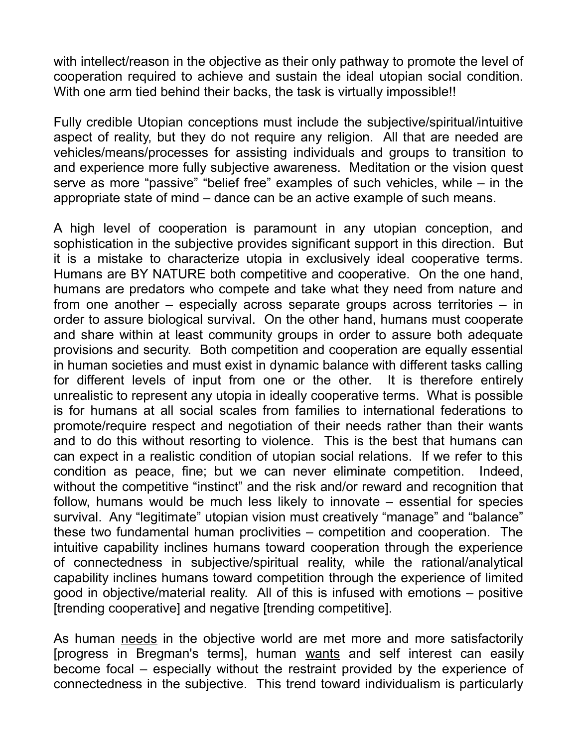with intellect/reason in the objective as their only pathway to promote the level of cooperation required to achieve and sustain the ideal utopian social condition. With one arm tied behind their backs, the task is virtually impossible!!

Fully credible Utopian conceptions must include the subjective/spiritual/intuitive aspect of reality, but they do not require any religion. All that are needed are vehicles/means/processes for assisting individuals and groups to transition to and experience more fully subjective awareness. Meditation or the vision quest serve as more "passive" "belief free" examples of such vehicles, while – in the appropriate state of mind – dance can be an active example of such means.

A high level of cooperation is paramount in any utopian conception, and sophistication in the subjective provides significant support in this direction. But it is a mistake to characterize utopia in exclusively ideal cooperative terms. Humans are BY NATURE both competitive and cooperative. On the one hand, humans are predators who compete and take what they need from nature and from one another – especially across separate groups across territories – in order to assure biological survival. On the other hand, humans must cooperate and share within at least community groups in order to assure both adequate provisions and security. Both competition and cooperation are equally essential in human societies and must exist in dynamic balance with different tasks calling for different levels of input from one or the other. It is therefore entirely unrealistic to represent any utopia in ideally cooperative terms. What is possible is for humans at all social scales from families to international federations to promote/require respect and negotiation of their needs rather than their wants and to do this without resorting to violence. This is the best that humans can can expect in a realistic condition of utopian social relations. If we refer to this condition as peace, fine; but we can never eliminate competition. Indeed, without the competitive "instinct" and the risk and/or reward and recognition that follow, humans would be much less likely to innovate – essential for species survival. Any "legitimate" utopian vision must creatively "manage" and "balance" these two fundamental human proclivities – competition and cooperation. The intuitive capability inclines humans toward cooperation through the experience of connectedness in subjective/spiritual reality, while the rational/analytical capability inclines humans toward competition through the experience of limited good in objective/material reality. All of this is infused with emotions – positive [trending cooperative] and negative [trending competitive].

As human <u>needs</u> in the objective world are met more and more satisfactorily [progress in Bregman's terms], human <u>wants</u> and self interest can easily become focal – especially without the restraint provided by the experience of connectedness in the subjective. This trend toward individualism is particularly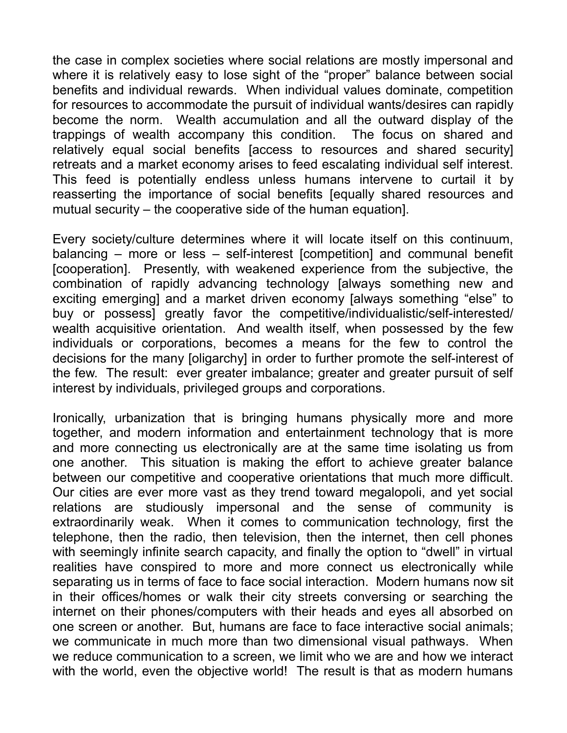the case in complex societies where social relations are mostly impersonal and where it is relatively easy to lose sight of the "proper" balance between social benefits and individual rewards. When individual values dominate, competition for resources to accommodate the pursuit of individual wants/desires can rapidly become the norm. Wealth accumulation and all the outward display of the trappings of wealth accompany this condition. The focus on shared and relatively equal social benefits [access to resources and shared security] retreats and a market economy arises to feed escalating individual self interest. This feed is potentially endless unless humans intervene to curtail it by reasserting the importance of social benefits [equally shared resources and mutual security – the cooperative side of the human equation].

Every society/culture determines where it will locate itself on this continuum, balancing – more or less – self-interest [competition] and communal benefit [cooperation]. Presently, with weakened experience from the subjective, the combination of rapidly advancing technology [always something new and exciting emerging] and a market driven economy [always something "else" to buy or possess] greatly favor the competitive/individualistic/self-interested/ wealth acquisitive orientation. And wealth itself, when possessed by the few individuals or corporations, becomes a means for the few to control the decisions for the many [oligarchy] in order to further promote the self-interest of the few. The result: ever greater imbalance; greater and greater pursuit of self interest by individuals, privileged groups and corporations.

Ironically, urbanization that is bringing humans physically more and more together, and modern information and entertainment technology that is more and more connecting us electronically are at the same time isolating us from one another. This situation is making the effort to achieve greater balance between our competitive and cooperative orientations that much more difficult. Our cities are ever more vast as they trend toward megalopoli, and yet social relations are studiously impersonal and the sense of community is extraordinarily weak. When it comes to communication technology, first the telephone, then the radio, then television, then the internet, then cell phones with seemingly infinite search capacity, and finally the option to "dwell" in virtual realities have conspired to more and more connect us electronically while separating us in terms of face to face social interaction. Modern humans now sit in their offices/homes or walk their city streets conversing or searching the internet on their phones/computers with their heads and eyes all absorbed on one screen or another. But, humans are face to face interactive social animals; we communicate in much more than two dimensional visual pathways. When we reduce communication to a screen, we limit who we are and how we interact with the world, even the objective world! The result is that as modern humans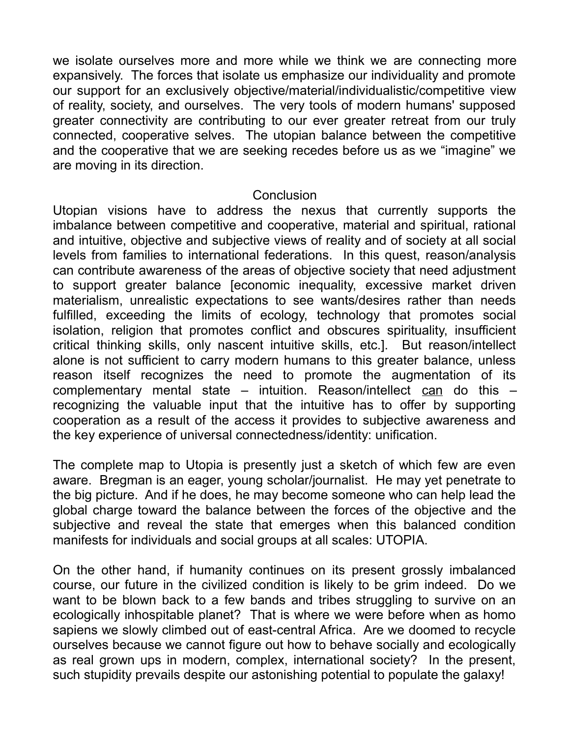we isolate ourselves more and more while we think we are connecting more expansively. The forces that isolate us emphasize our individuality and promote our support for an exclusively objective/material/individualistic/competitive view of reality, society, and ourselves. The very tools of modern humans' supposed greater connectivity are contributing to our ever greater retreat from our truly connected, cooperative selves. The utopian balance between the competitive and the cooperative that we are seeking recedes before us as we "imagine" we are moving in its direction.

## Conclusion

Utopian visions have to address the nexus that currently supports the imbalance between competitive and cooperative, material and spiritual, rational and intuitive, objective and subjective views of reality and of society at all social levels from families to international federations. In this quest, reason/analysis can contribute awareness of the areas of objective society that need adjustment to support greater balance [economic inequality, excessive market driven materialism, unrealistic expectations to see wants/desires rather than needs fulfilled, exceeding the limits of ecology, technology that promotes social isolation, religion that promotes conflict and obscures spirituality, insufficient critical thinking skills, only nascent intuitive skills, etc.]. But reason/intellect alone is not sufficient to carry modern humans to this greater balance, unless reason itself recognizes the need to promote the augmentation of its complementary mental state – intuition. Reason/intellect <u>can</u> do this – recognizing the valuable input that the intuitive has to offer by supporting cooperation as a result of the access it provides to subjective awareness and the key experience of universal connectedness/identity: unification.

The complete map to Utopia is presently just a sketch of which few are even aware. Bregman is an eager, young scholar/journalist. He may yet penetrate to the big picture. And if he does, he may become someone who can help lead the global charge toward the balance between the forces of the objective and the subjective and reveal the state that emerges when this balanced condition manifests for individuals and social groups at all scales: UTOPIA.

On the other hand, if humanity continues on its present grossly imbalanced course, our future in the civilized condition is likely to be grim indeed. Do we want to be blown back to a few bands and tribes struggling to survive on an ecologically inhospitable planet? That is where we were before when as homo sapiens we slowly climbed out of east-central Africa. Are we doomed to recycle ourselves because we cannot figure out how to behave socially and ecologically as real grown ups in modern, complex, international society? In the present, such stupidity prevails despite our astonishing potential to populate the galaxy!